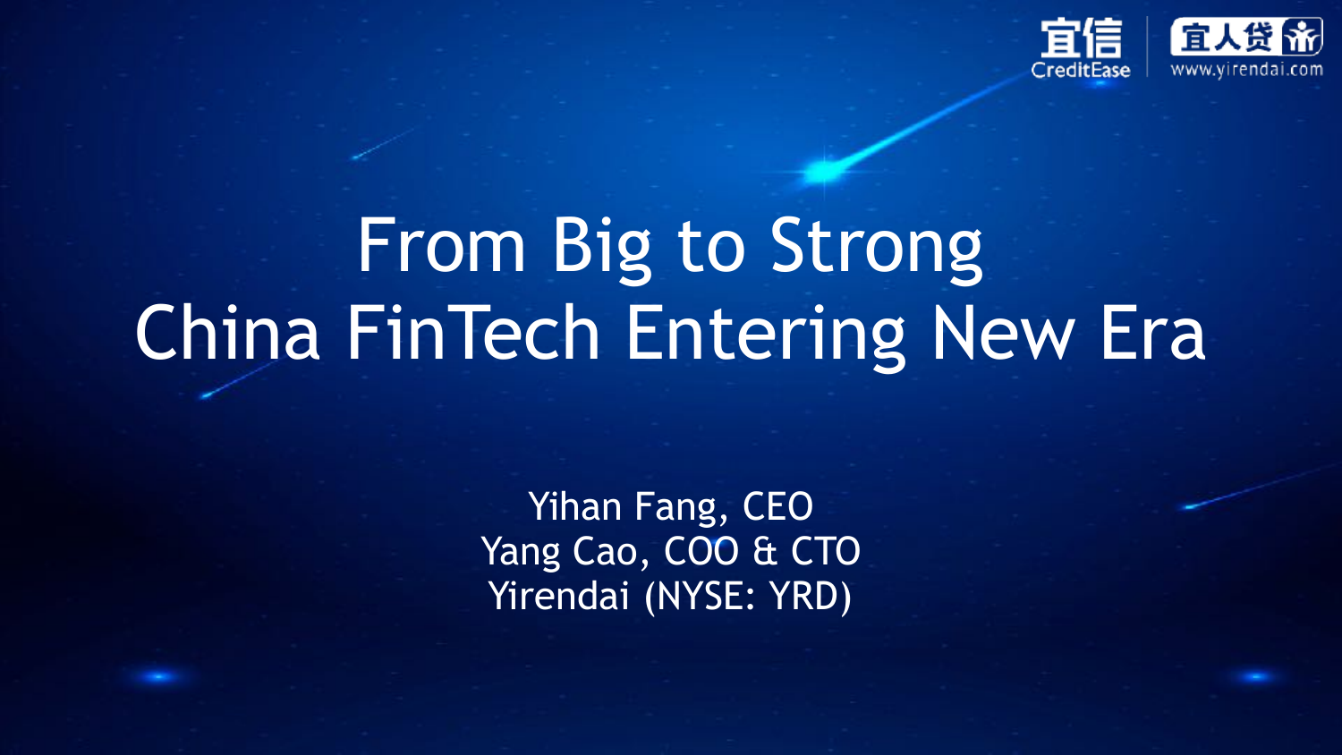宜信 CreditEase | 宜人贷 www.yirendai.com

# From Big to Strong
# China FinTech Entering New Era

Yihan Fang, CEO
Yang Cao, COO & CTO
Yirendai (NYSE: YRD)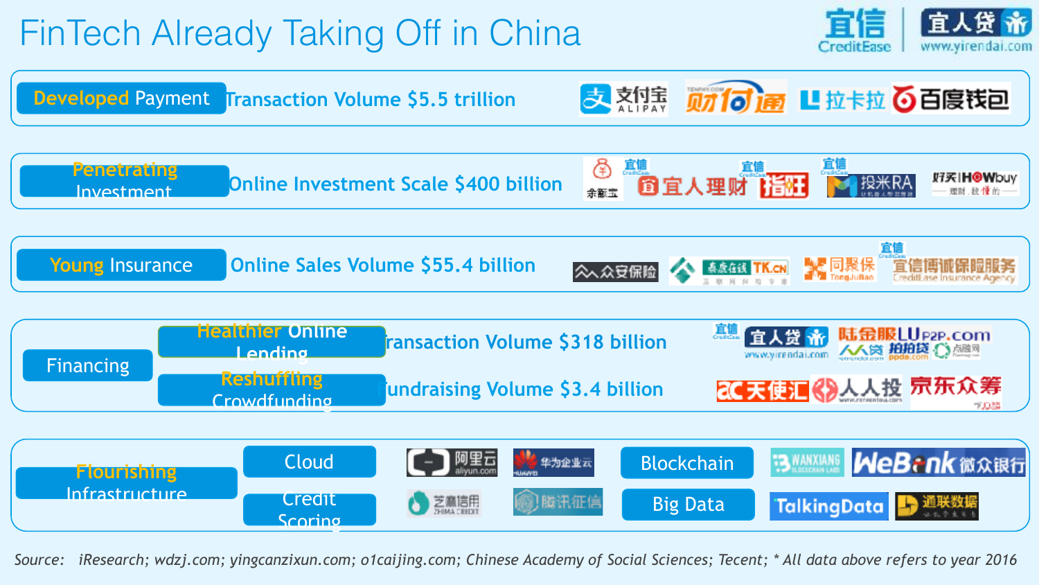# FinTech Already Taking Off in China

| Category | Metric | Players |
| --- | --- | --- |
| Developed Payment | Transaction Volume $5.5 trillion | 支付宝 ALIPAY; 财付通; 拉卡拉; 百度钱包 |
| Penetrating Investment | Online Investment Scale $400 billion | 余额宝; 宜人理财; 指旺; 投米RA; 好买 HOWbuy |
| Young Insurance | Online Sales Volume $55.4 billion | 众安保险; 泰康在线 TK.CN; 同聚保 TongJuBao; 宜信博诚保险服务 CreditEase Insurance Agency |
| Financing – Healthier Online Lending | Transaction Volume $318 billion | 宜人贷 www.yirendai.com; 陆金服 LU P2P.com; 人人贷; 拍拍贷 ppdai.com; 点融网 |
| Financing – Reshuffling Crowdfunding | Fundraising Volume $3.4 billion | 天使汇; 人人投; 京东众筹 |

**Flourishing Infrastructure**

| Area | Players |
| --- | --- |
| Cloud | 阿里云 aliyun.com; 华为企业云 |
| Credit Scoring | 芝麻信用; 腾讯征信 |
| Blockchain | WANXIANG BLOCKCHAIN LABS; WeBank 微众银行 |
| Big Data | TalkingData; 通联数据 |

*Source: iResearch; wdzj.com; yingcanzixun.com; o1caijing.com; Chinese Academy of Social Sciences; Tecent; * All data above refers to year 2016*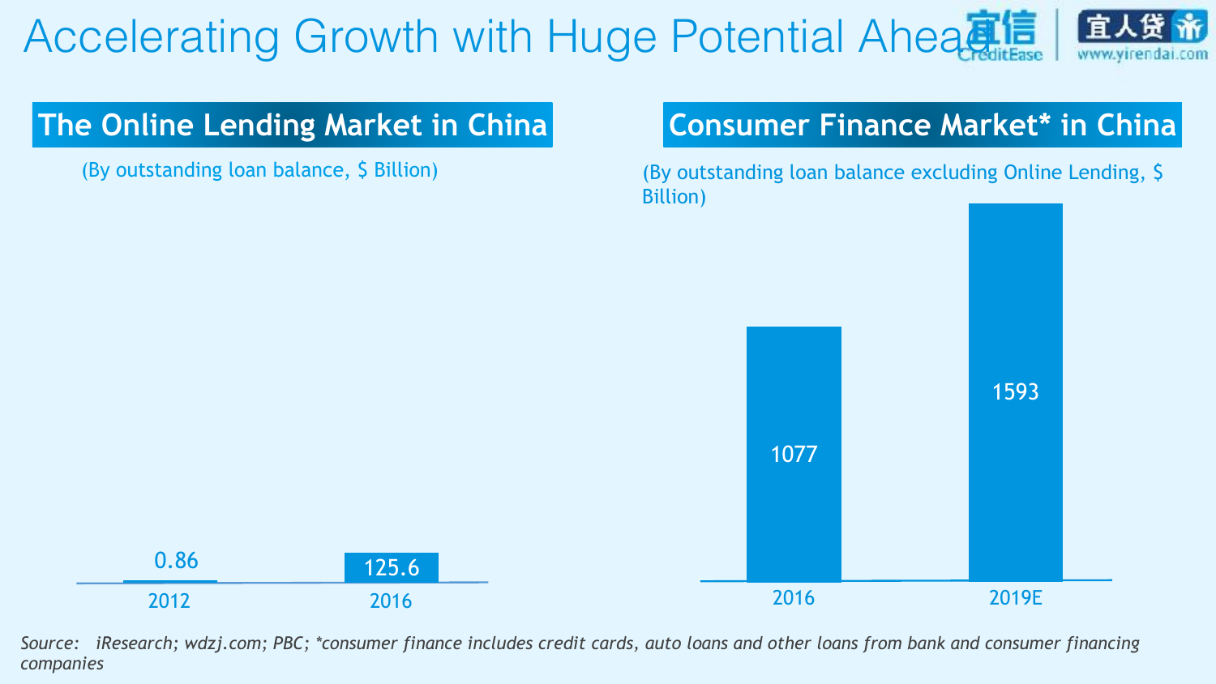# Accelerating Growth with Huge Potential Ahead

## The Online Lending Market in China

(By outstanding loan balance, $ Billion)

| Year | Value |
|---|---|
| 2012 | 0.86 |
| 2016 | 125.6 |

## Consumer Finance Market* in China

(By outstanding loan balance excluding Online Lending, $ Billion)

| Year | Value |
|---|---|
| 2016 | 1077 |
| 2019E | 1593 |

*Source: iResearch; wdzj.com; PBC; *consumer finance includes credit cards, auto loans and other loans from bank and consumer financing companies*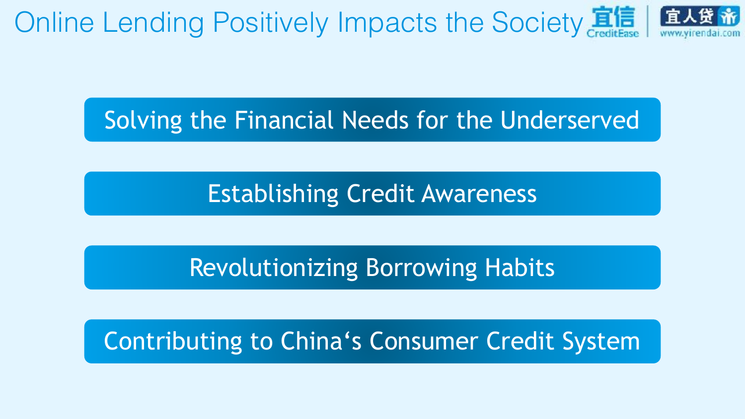# Online Lending Positively Impacts the Society

- Solving the Financial Needs for the Underserved
- Establishing Credit Awareness
- Revolutionizing Borrowing Habits
- Contributing to China's Consumer Credit System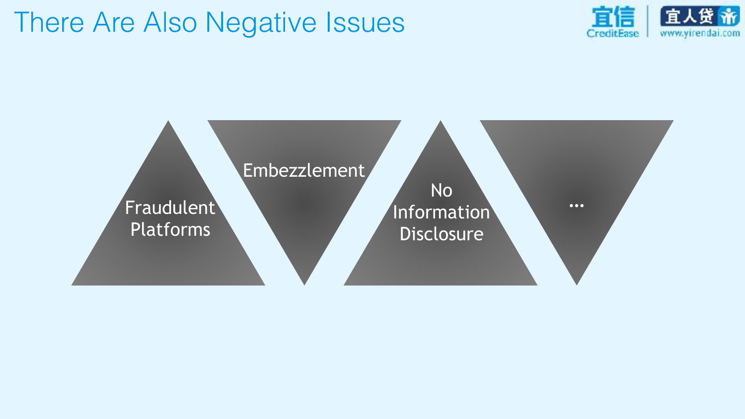# There Are Also Negative Issues

- Fraudulent Platforms
- Embezzlement
- No Information Disclosure
- ...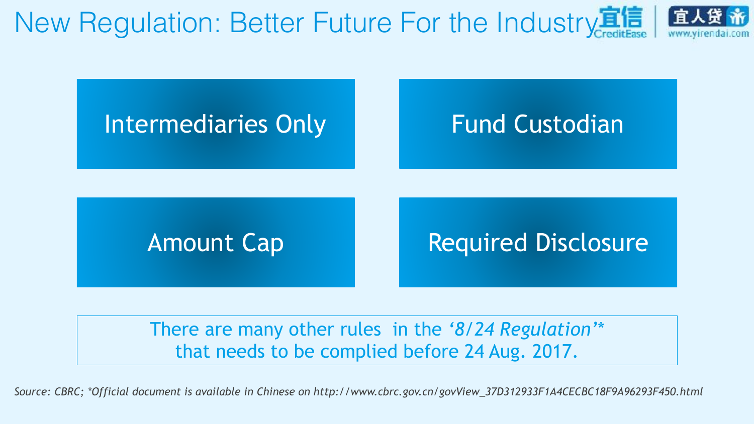# New Regulation: Better Future For the Industry

- Intermediaries Only
- Fund Custodian
- Amount Cap
- Required Disclosure

There are many other rules in the *'8/24 Regulation'\** that needs to be complied before 24 Aug. 2017.

*Source: CBRC; \*Official document is available in Chinese on http://www.cbrc.gov.cn/govView_37D312933F1A4CECBC18F9A96293F450.html*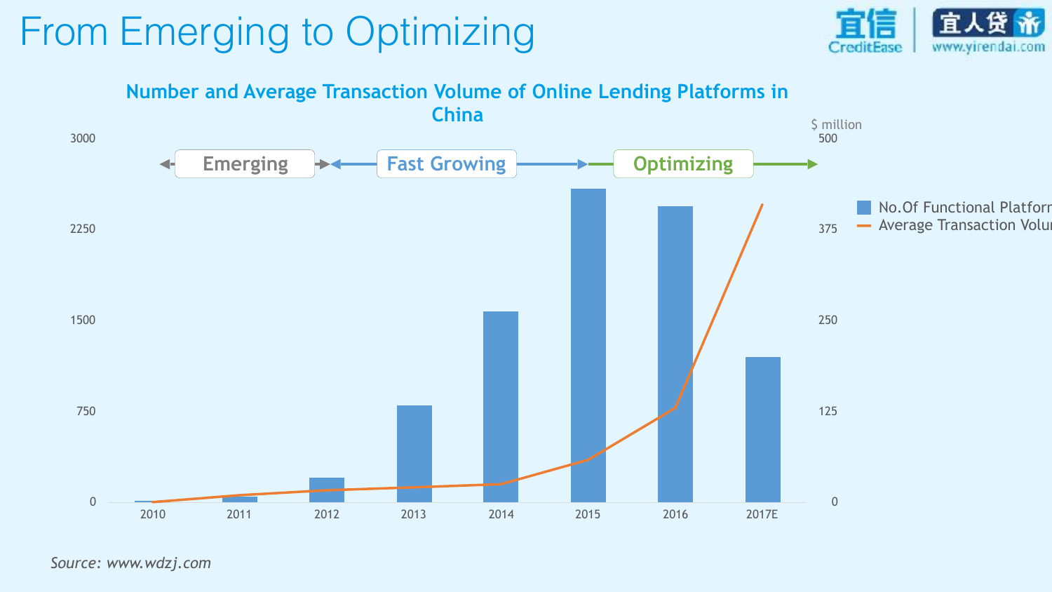# From Emerging to Optimizing

### Number and Average Transaction Volume of Online Lending Platforms in China

Emerging → Fast Growing → Optimizing

| Year | No.Of Functional Platforms | Average Transaction Volume ($ million) |
|---|---|---|
| 2010 | | |
| 2011 | | |
| 2012 | | |
| 2013 | | |
| 2014 | | |
| 2015 | | |
| 2016 | | |
| 2017E | | |

Left axis: 0, 750, 1500, 2250, 3000
Right axis ($ million): 0, 125, 250, 375, 500

Legend: No.Of Functional Platforr; Average Transaction Volur

*Source: www.wdzj.com*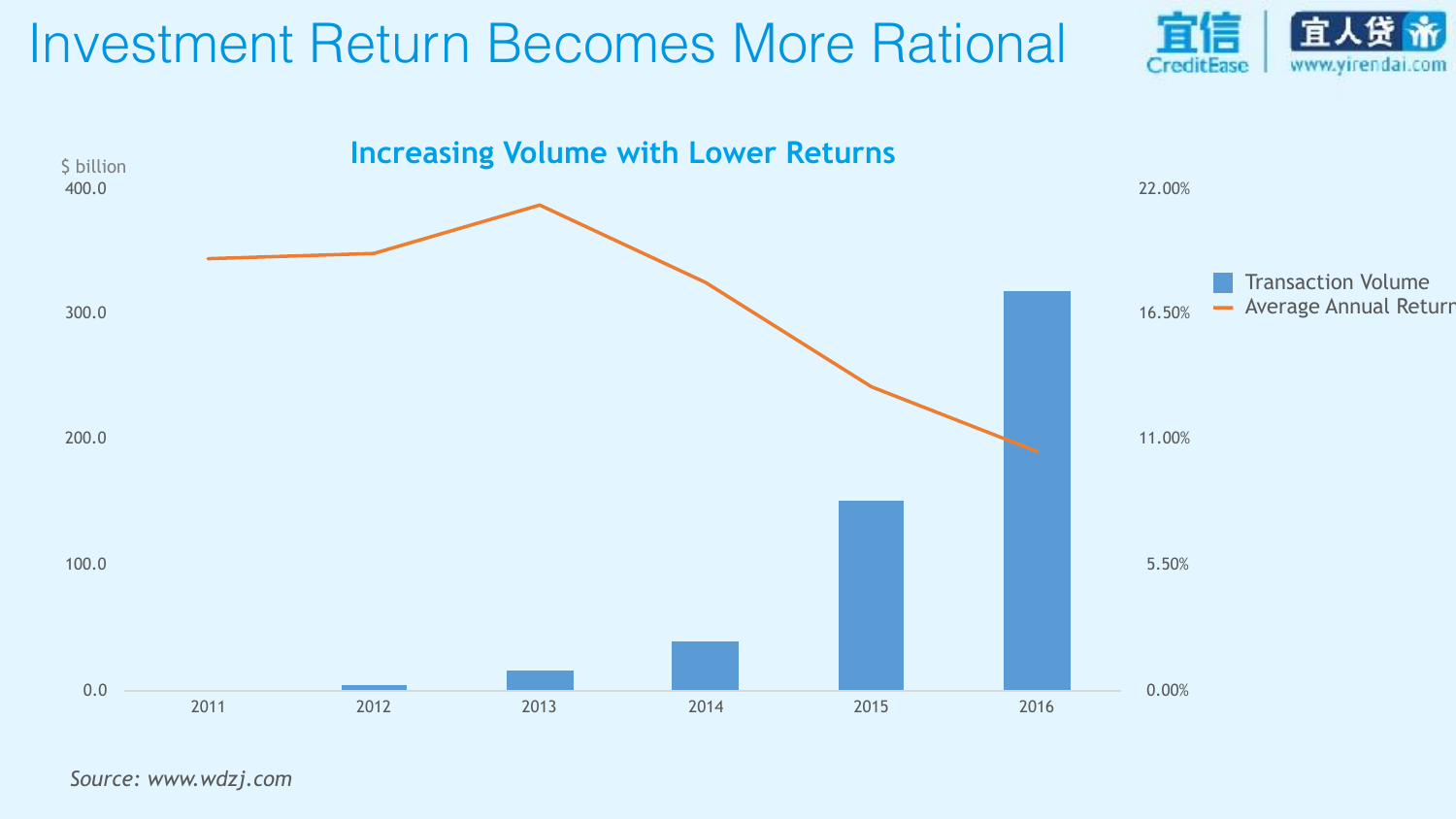# Investment Return Becomes More Rational

## Increasing Volume with Lower Returns

$ billion

| | 2011 | 2012 | 2013 | 2014 | 2015 | 2016 |
|---|---|---|---|---|---|---|

Left axis: 0.0, 100.0, 200.0, 300.0, 400.0

Right axis: 0.00%, 5.50%, 11.00%, 16.50%, 22.00%

Transaction Volume

Average Annual Return

*Source: www.wdzj.com*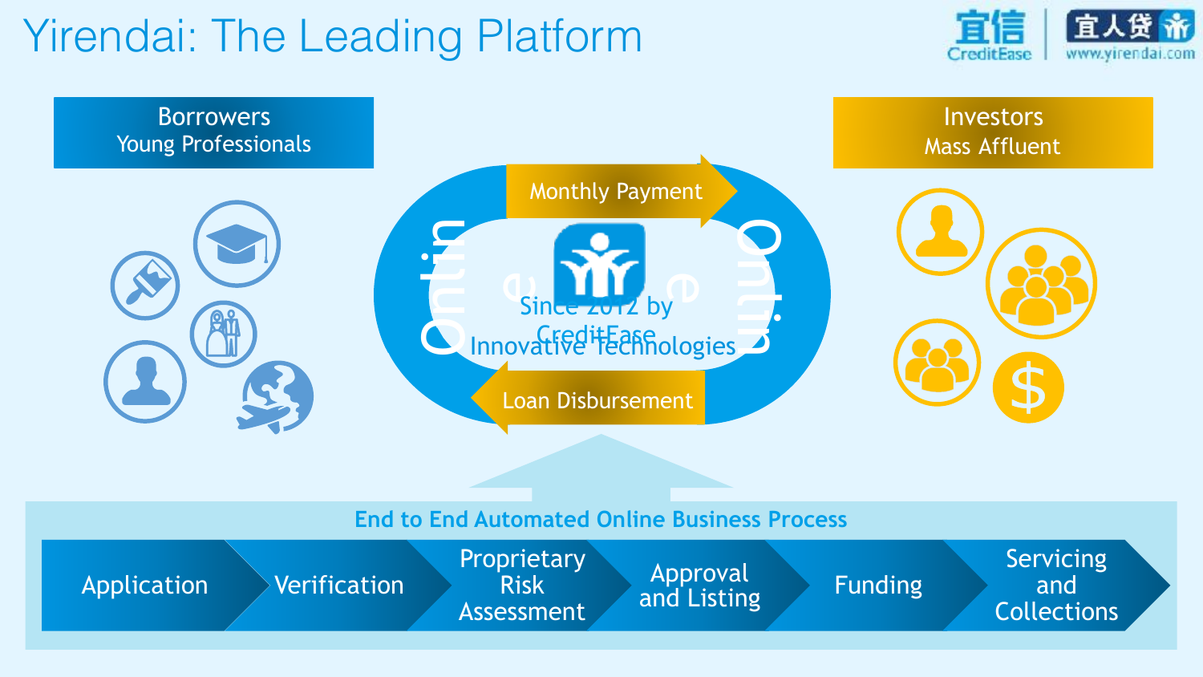# Yirendai: The Leading Platform

**Borrowers**
Young Professionals

**Investors**
Mass Affluent

Monthly Payment

Online

Since 2012 by CreditEase

Innovative Technologies

Online

Loan Disbursement

**End to End Automated Online Business Process**

Application → Verification → Proprietary Risk Assessment → Approval and Listing → Funding → Servicing and Collections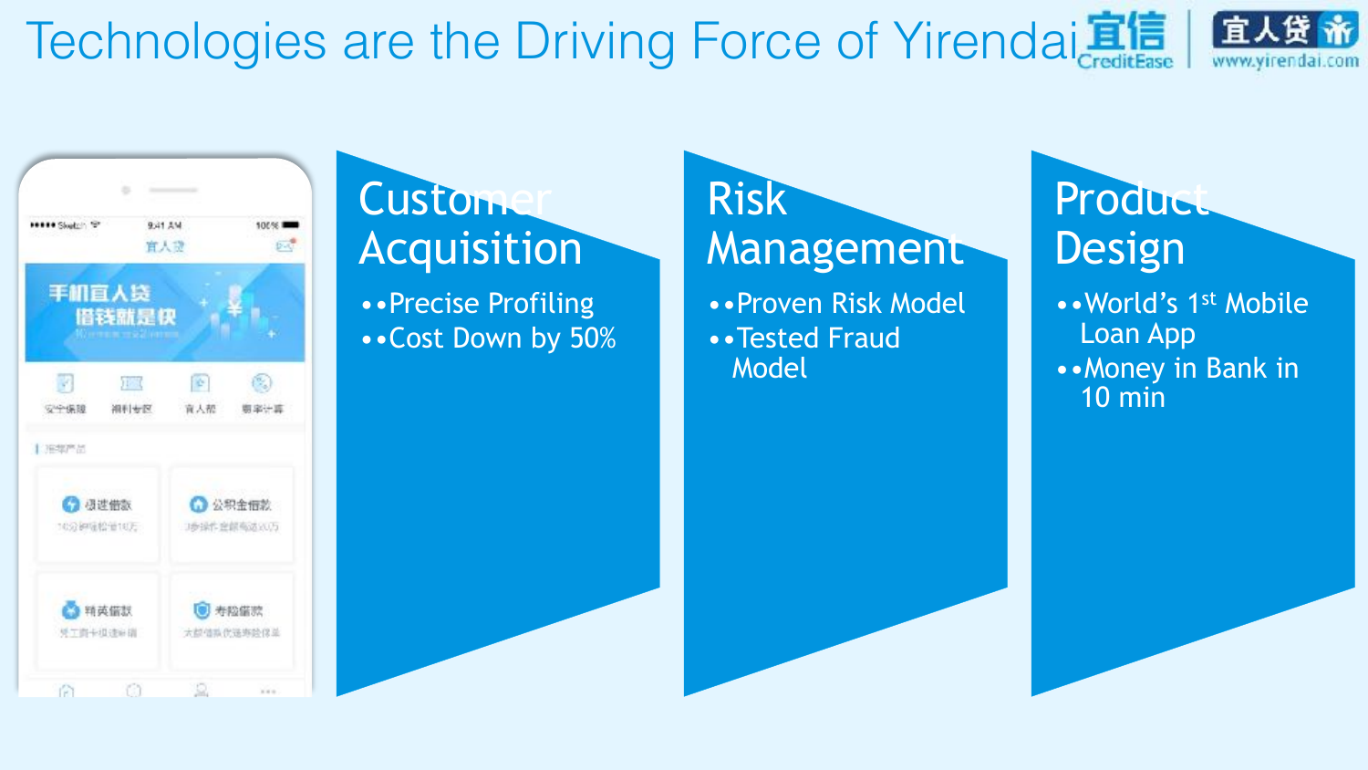# Technologies are the Driving Force of Yirendai

## Customer Acquisition

- Precise Profiling
- Cost Down by 50%

## Risk Management

- Proven Risk Model
- Tested Fraud Model

## Product Design

- World's 1st Mobile Loan App
- Money in Bank in 10 min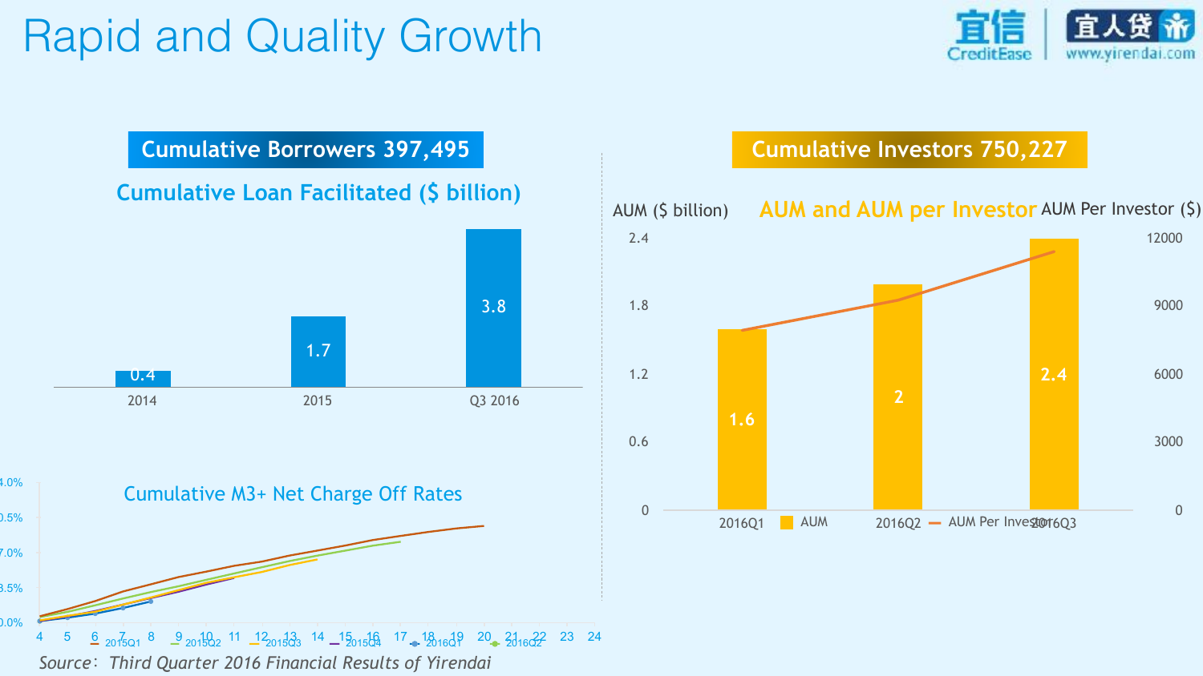# Rapid and Quality Growth

## Cumulative Borrowers 397,495

### Cumulative Loan Facilitated ($ billion)

| Period | Cumulative Loan Facilitated ($ billion) |
|---|---|
| 2014 | 0.4 |
| 2015 | 1.7 |
| Q3 2016 | 3.8 |

### Cumulative M3+ Net Charge Off Rates

Series: 2015Q1, 2015Q2, 2015Q3, 2015Q4, 2016Q1, 2016Q2

## Cumulative Investors 750,227

### AUM and AUM per Investor

AUM ($ billion) / AUM Per Investor ($)

| Period | AUM ($ billion) |
|---|---|
| 2016Q1 | 1.6 |
| 2016Q2 | 2 |
| 2016Q3 | 2.4 |

*Source: Third Quarter 2016 Financial Results of Yirendai*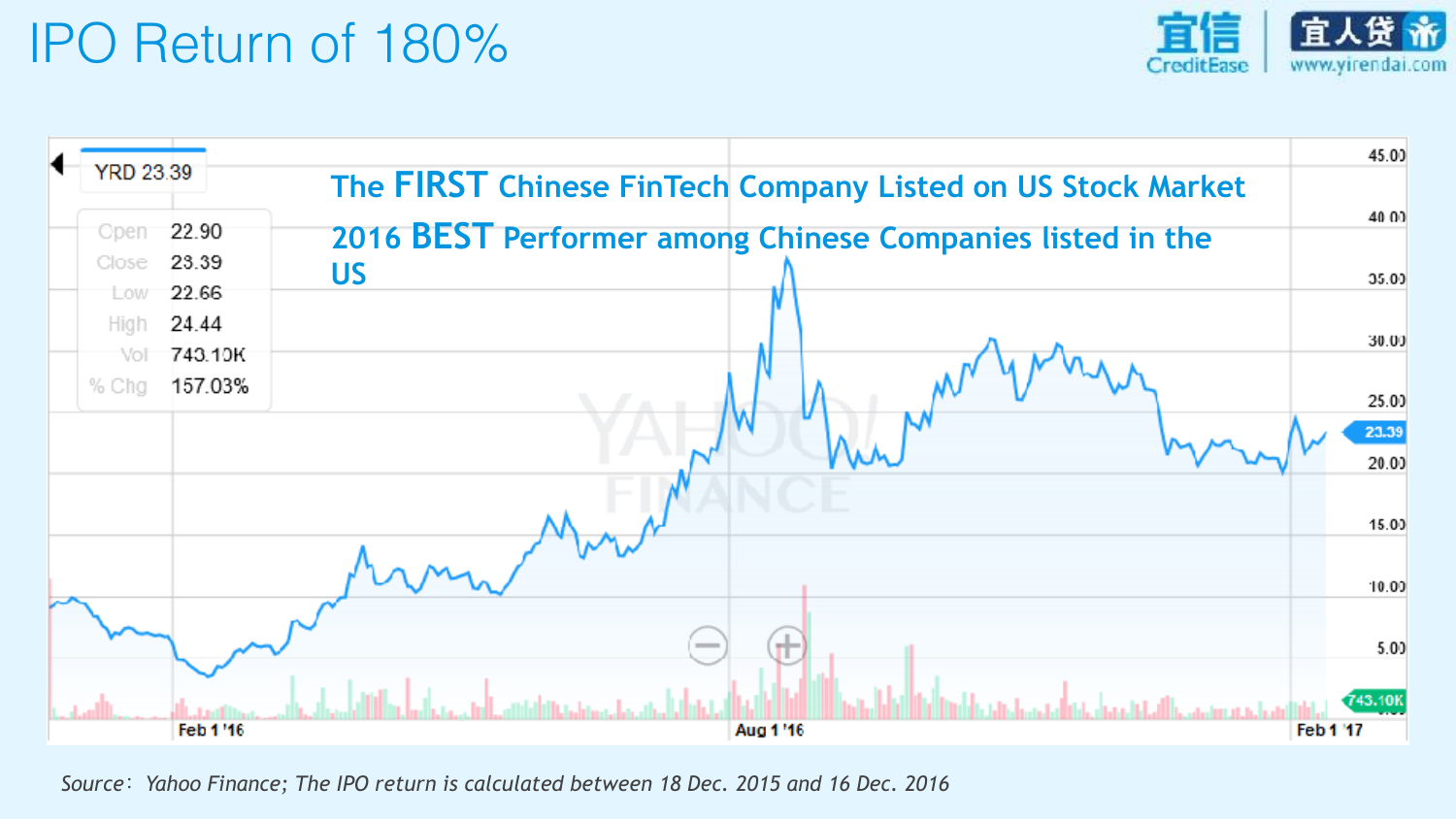# IPO Return of 180%

YRD 23.39

| | |
|---|---|
| Open | 22.90 |
| Close | 23.39 |
| Low | 22.66 |
| High | 24.44 |
| Vol | 743.10K |
| % Chg | 157.03% |

**The FIRST Chinese FinTech Company Listed on US Stock Market**

**2016 BEST Performer among Chinese Companies listed in the US**

*Source: Yahoo Finance; The IPO return is calculated between 18 Dec. 2015 and 16 Dec. 2016*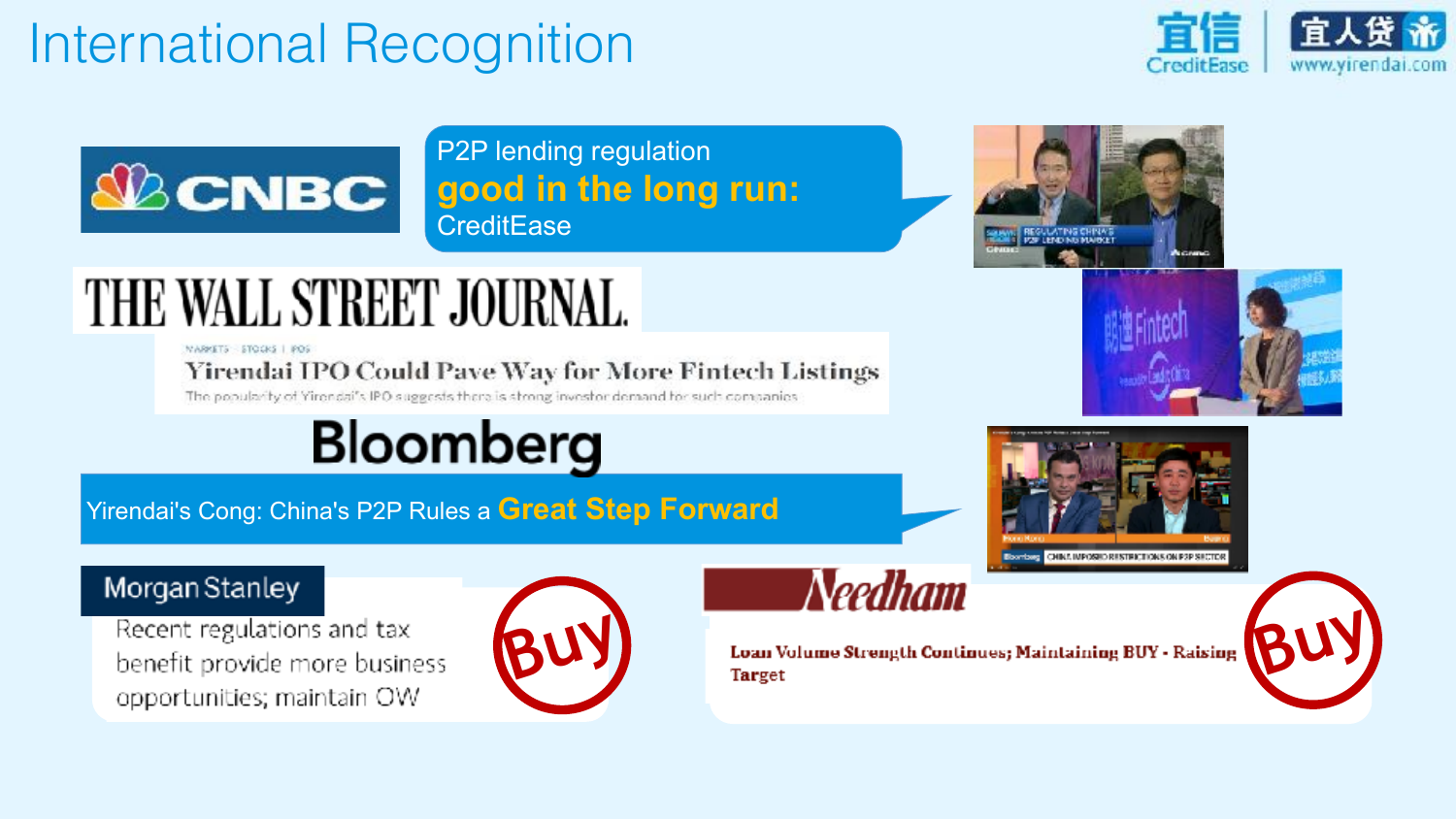# International Recognition

**CNBC**

P2P lending regulation
**good in the long run:**
CreditEase

**THE WALL STREET JOURNAL.**

MARKETS | STOCKS | IPOS

**Yirendai IPO Could Pave Way for More Fintech Listings**

The popularity of Yirendai's IPO suggests there is strong investor demand for such companies

**Bloomberg**

Yirendai's Cong: China's P2P Rules a **Great Step Forward**

**Morgan Stanley**

Recent regulations and tax benefit provide more business opportunities; maintain OW

Buy

**Needham**

**Loan Volume Strength Continues; Maintaining BUY - Raising Target**

Buy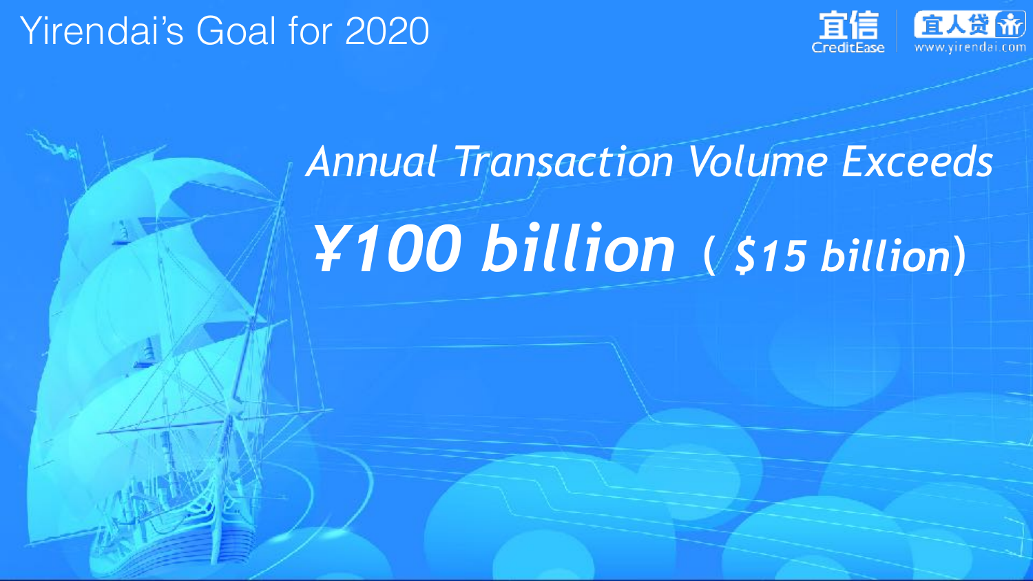# Yirendai's Goal for 2020

*Annual Transaction Volume Exceeds*

***¥100 billion*** **( *$15 billion*)**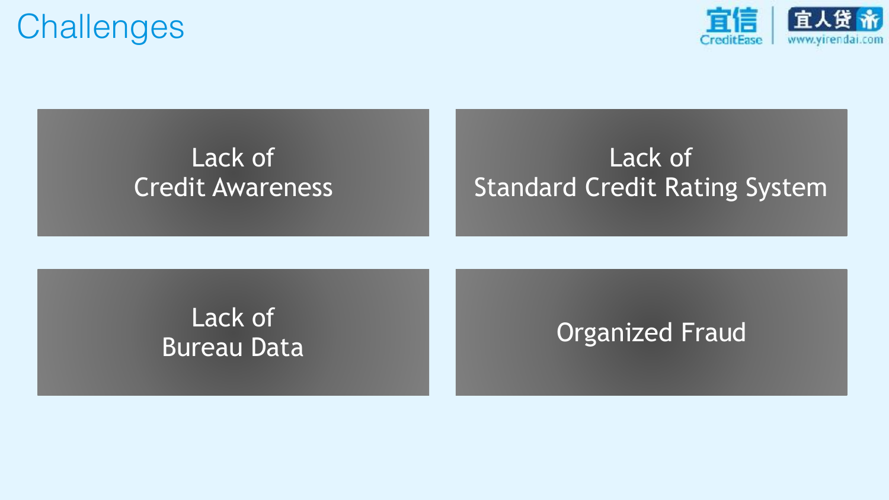# Challenges

- Lack of Credit Awareness
- Lack of Standard Credit Rating System
- Lack of Bureau Data
- Organized Fraud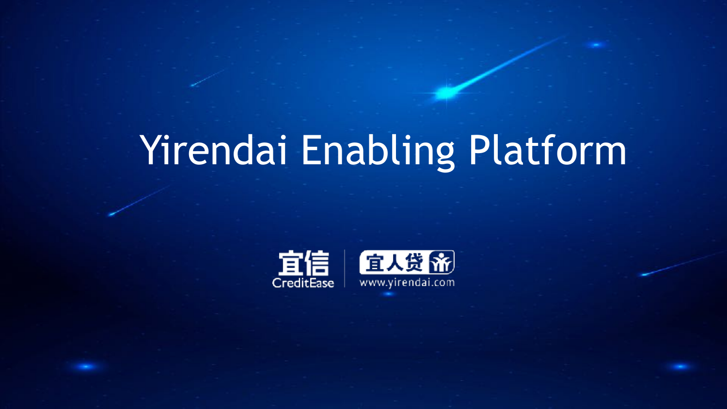# Yirendai Enabling Platform

宜信 CreditEase | 宜人贷 www.yirendai.com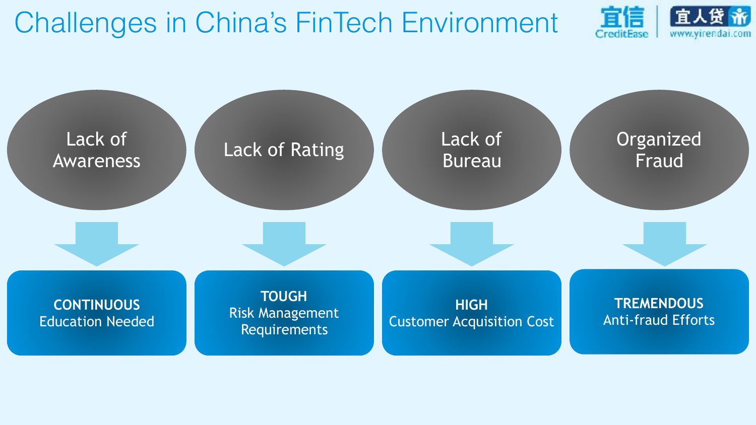# Challenges in China's FinTech Environment

| Challenge | Implication |
| --- | --- |
| Lack of Awareness | **CONTINUOUS** Education Needed |
| Lack of Rating | **TOUGH** Risk Management Requirements |
| Lack of Bureau | **HIGH** Customer Acquisition Cost |
| Organized Fraud | **TREMENDOUS** Anti-fraud Efforts |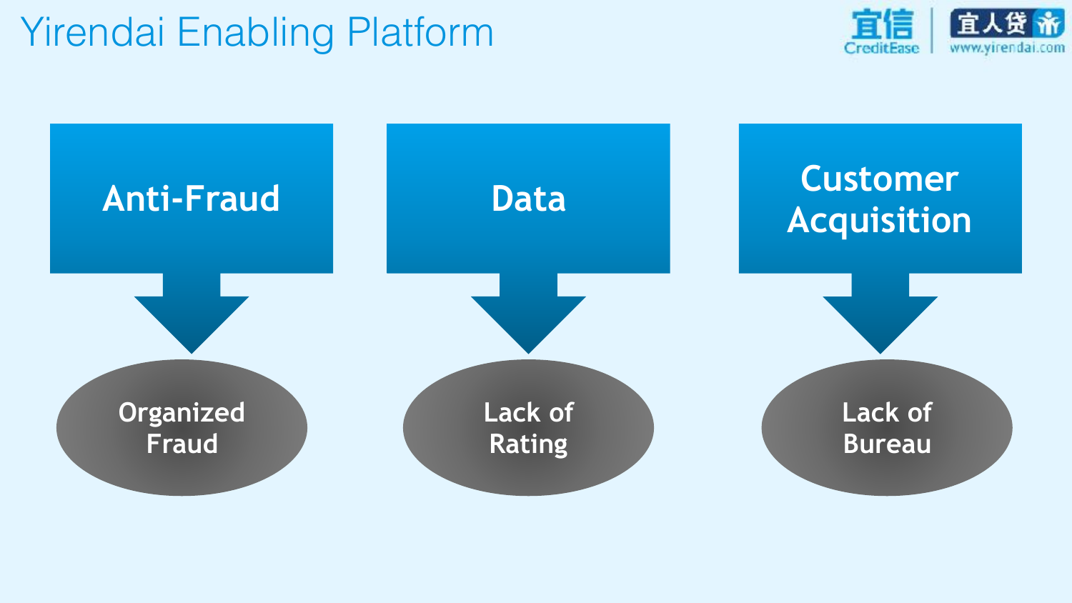# Yirendai Enabling Platform

- **Anti-Fraud** → Organized Fraud
- **Data** → Lack of Rating
- **Customer Acquisition** → Lack of Bureau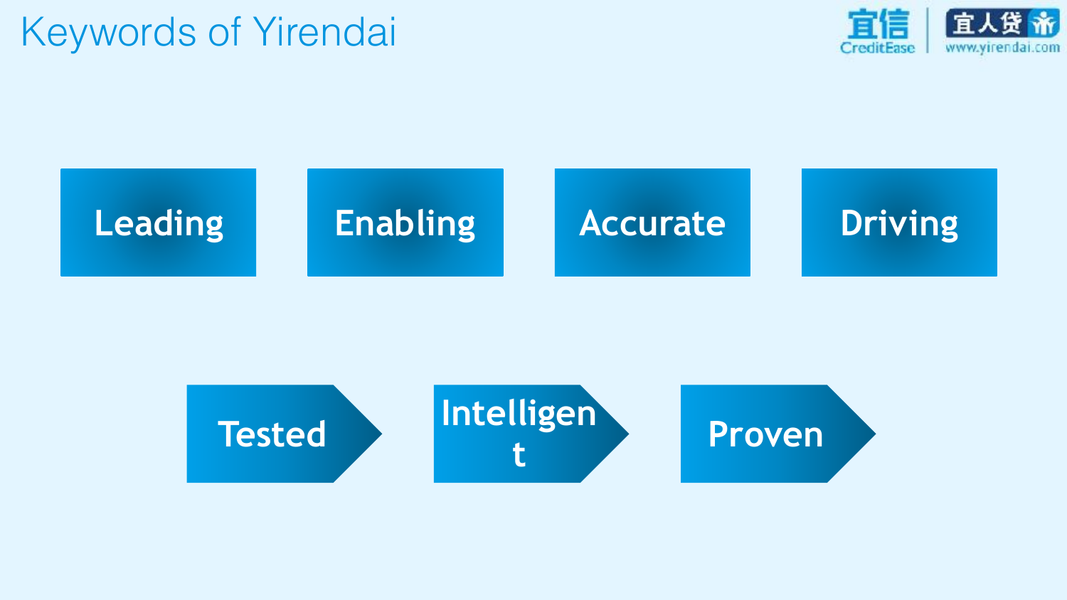# Keywords of Yirendai

Leading

Enabling

Accurate

Driving

Tested

Intelligent

Proven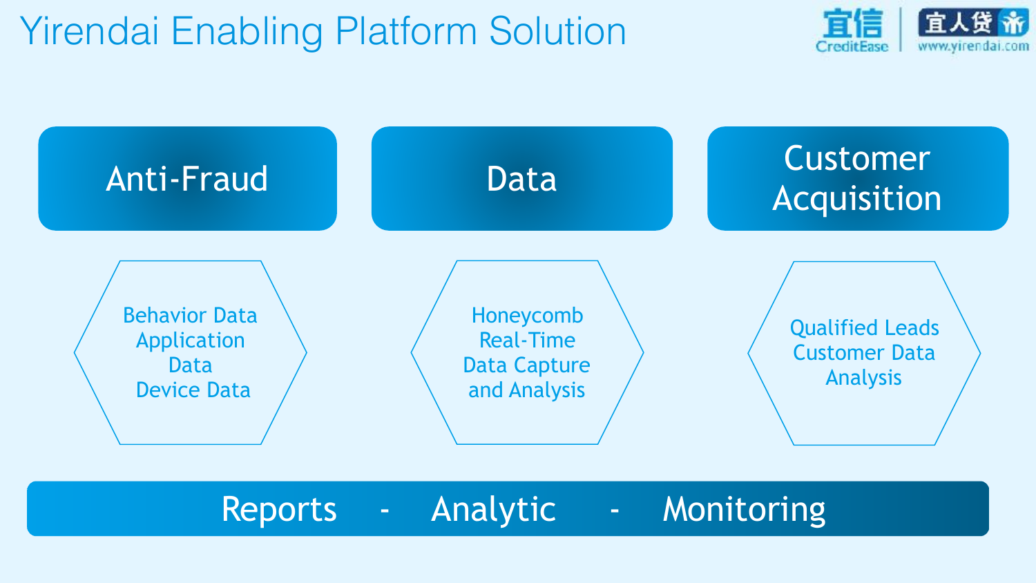# Yirendai Enabling Platform Solution

## Anti-Fraud

Behavior Data
Application Data
Device Data

## Data

Honeycomb
Real-Time
Data Capture
and Analysis

## Customer Acquisition

Qualified Leads
Customer Data
Analysis

**Reports - Analytic - Monitoring**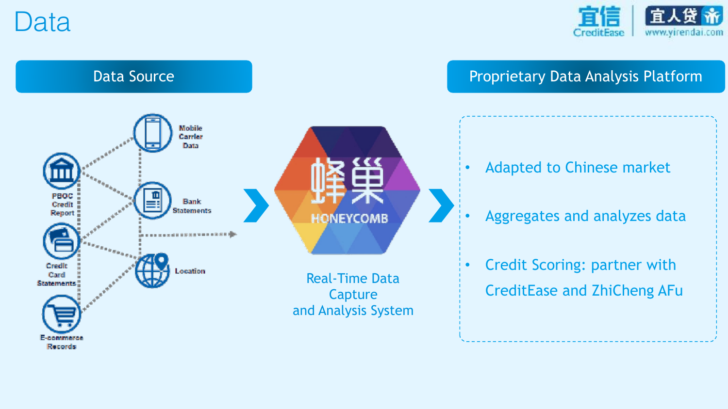# Data

## Data Source

Mobile Carrier Data

PBOC Credit Report

Bank Statements

Credit Card Statements

Location

E-commerce Records

蜂巢 HONEYCOMB

Real-Time Data Capture and Analysis System

## Proprietary Data Analysis Platform

- Adapted to Chinese market
- Aggregates and analyzes data
- Credit Scoring: partner with CreditEase and ZhiCheng AFu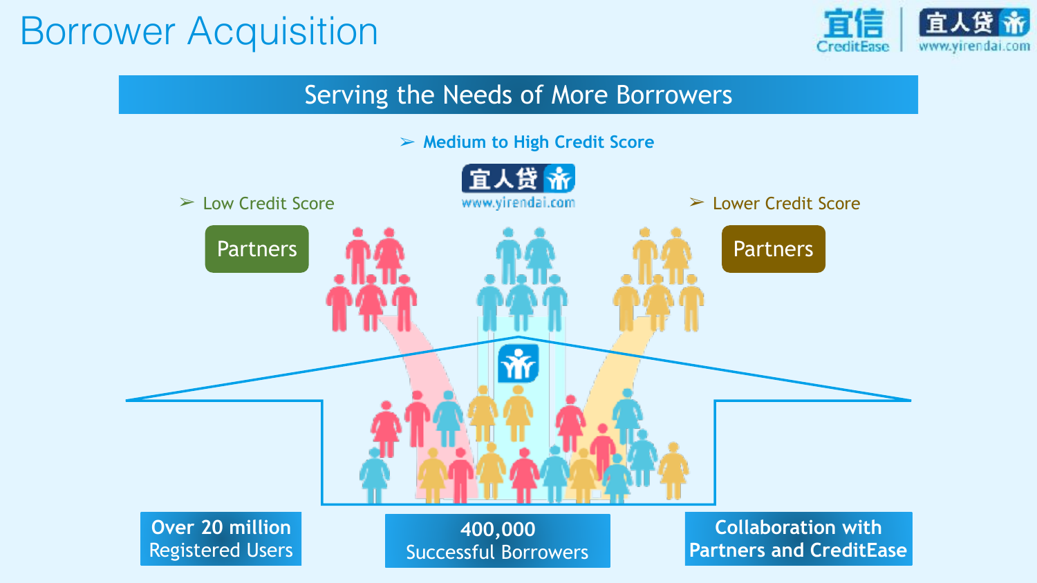# Borrower Acquisition

宜信 CreditEase | 宜人贷 www.yirendai.com

## Serving the Needs of More Borrowers

- Medium to High Credit Score

宜人贷 www.yirendai.com

- Low Credit Score

Partners

- Lower Credit Score

Partners

**Over 20 million** Registered Users

**400,000** Successful Borrowers

**Collaboration with Partners and CreditEase**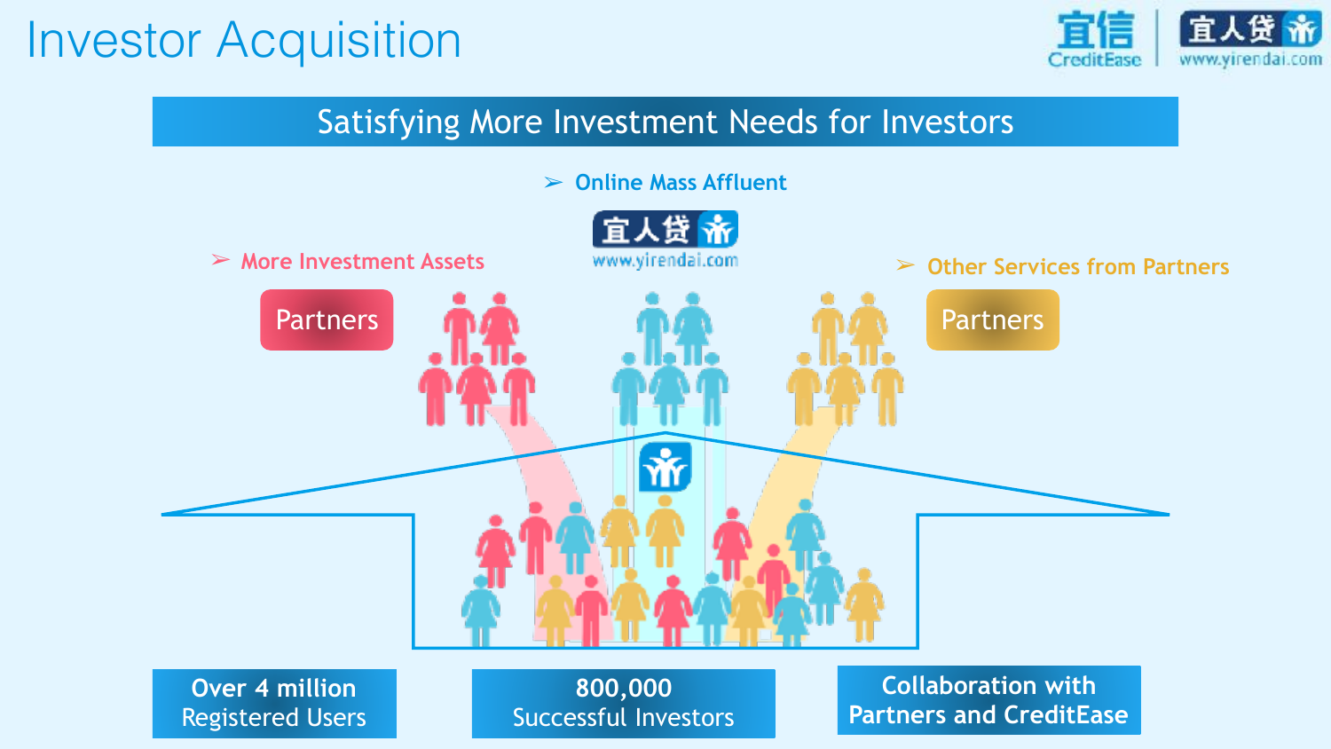# Investor Acquisition

## Satisfying More Investment Needs for Investors

- Online Mass Affluent

宜人贷 www.yirendai.com

- More Investment Assets

Partners

- Other Services from Partners

Partners

**Over 4 million Registered Users**

**800,000 Successful Investors**

**Collaboration with Partners and CreditEase**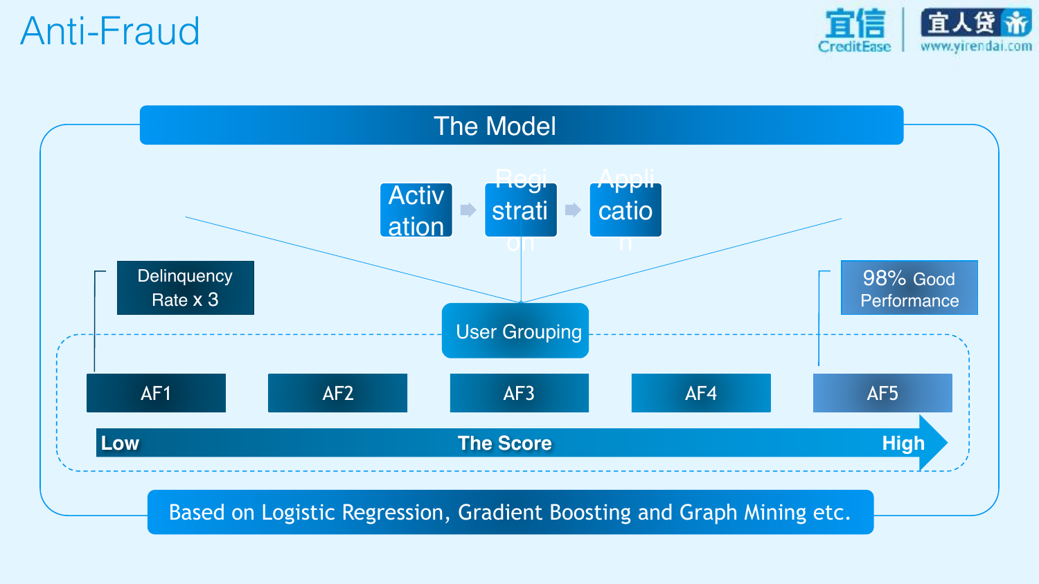# Anti-Fraud

## The Model

Activation → Registration → Application

User Grouping

Delinquency Rate x 3

98% Good Performance

AF1 | AF2 | AF3 | AF4 | AF5

Low — The Score — High

Based on Logistic Regression, Gradient Boosting and Graph Mining etc.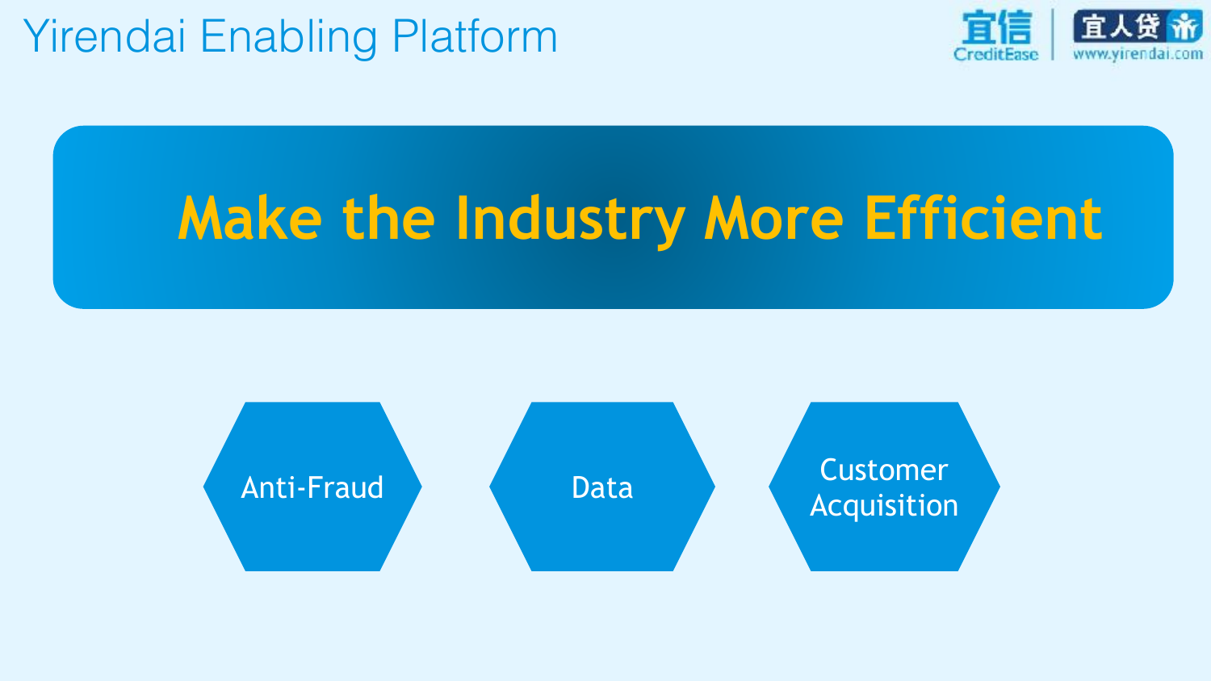# Yirendai Enabling Platform

## Make the Industry More Efficient

- Anti-Fraud
- Data
- Customer Acquisition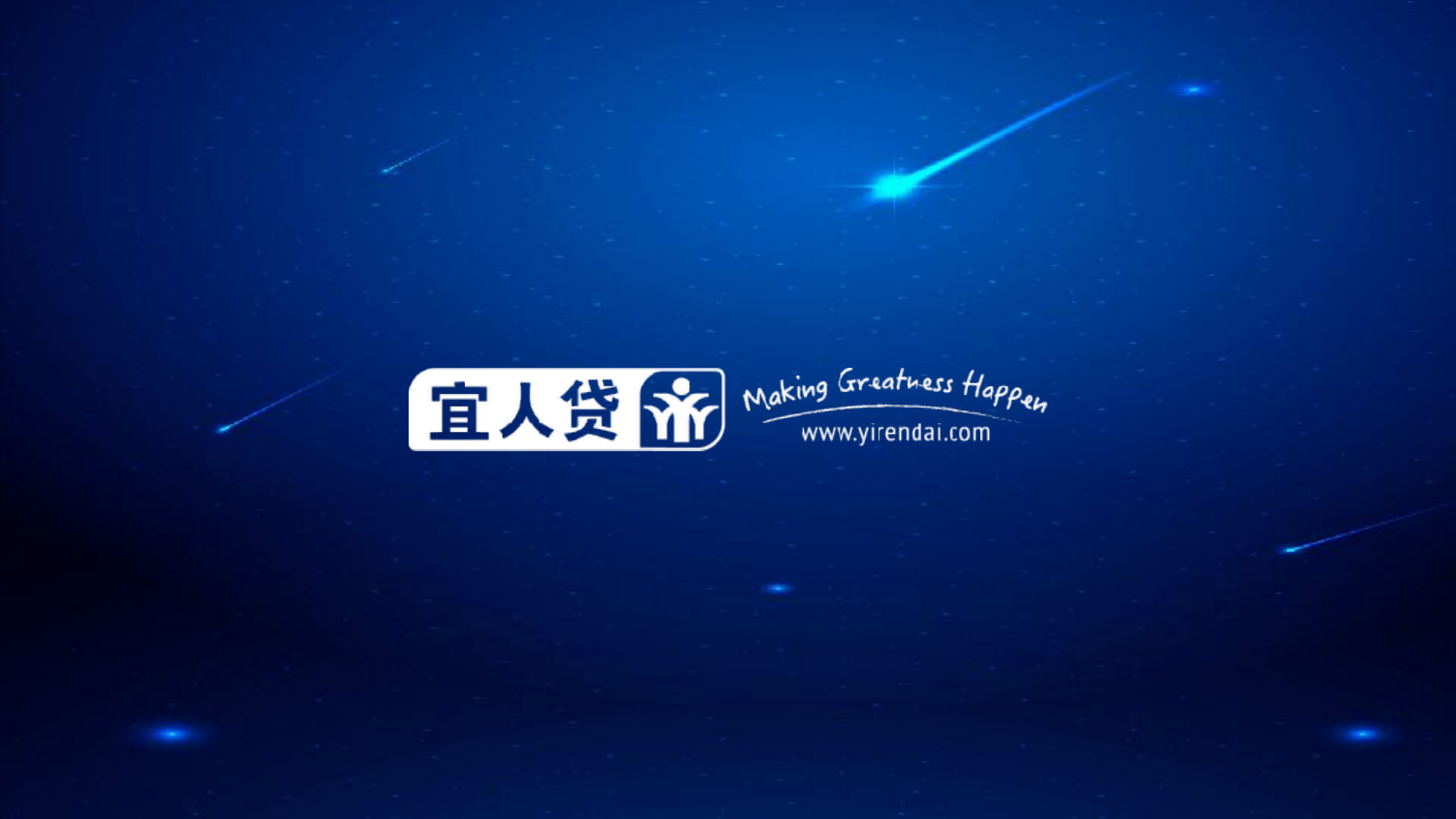宜人贷

Making Greatness Happen

www.yirendai.com